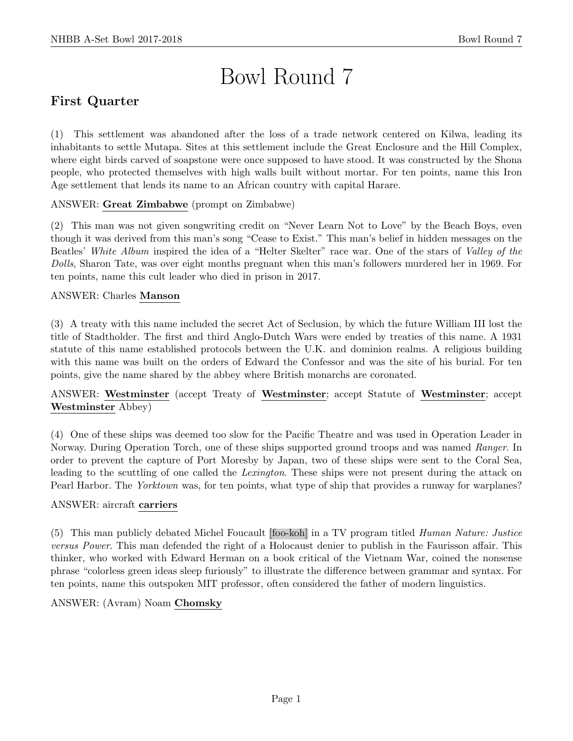# Bowl Round 7

## First Quarter

(1) This settlement was abandoned after the loss of a trade network centered on Kilwa, leading its inhabitants to settle Mutapa. Sites at this settlement include the Great Enclosure and the Hill Complex, where eight birds carved of soapstone were once supposed to have stood. It was constructed by the Shona people, who protected themselves with high walls built without mortar. For ten points, name this Iron Age settlement that lends its name to an African country with capital Harare.

ANSWER: **Great Zimbabwe** (prompt on Zimbabwe)

(2) This man was not given songwriting credit on "Never Learn Not to Love" by the Beach Boys, even though it was derived from this man's song "Cease to Exist." This man's belief in hidden messages on the Beatles' *White Album* inspired the idea of a "Helter Skelter" race war. One of the stars of *Valley of the Dolls*, Sharon Tate, was over eight months pregnant when this man's followers murdered her in 1969. For ten points, name this cult leader who died in prison in 2017.

ANSWER: Charles **Manson**

(3) A treaty with this name included the secret Act of Seclusion, by which the future William III lost the title of Stadtholder. The first and third Anglo-Dutch Wars were ended by treaties of this name. A 1931 statute of this name established protocols between the U.K. and dominion realms. A religious building with this name was built on the orders of Edward the Confessor and was the site of his burial. For ten points, give the name shared by the abbey where British monarchs are coronated.

ANSWER: **Westminster** (accept Treaty of **Westminster**; accept Statute of **Westminster**; accept **Westminster** Abbey)

(4) One of these ships was deemed too slow for the Pacific Theatre and was used in Operation Leader in Norway. During Operation Torch, one of these ships supported ground troops and was named *Ranger*. In order to prevent the capture of Port Moresby by Japan, two of these ships were sent to the Coral Sea, leading to the scuttling of one called the *Lexington*. These ships were not present during the attack on Pearl Harbor. The *Yorktown* was, for ten points, what type of ship that provides a runway for warplanes?

ANSWER: aircraft **carriers**

(5) This man publicly debated Michel Foucault [foo-koh] in a TV program titled *Human Nature: Justice versus Power*. This man defended the right of a Holocaust denier to publish in the Faurisson affair. This thinker, who worked with Edward Herman on a book critical of the Vietnam War, coined the nonsense phrase "colorless green ideas sleep furiously" to illustrate the difference between grammar and syntax. For ten points, name this outspoken MIT professor, often considered the father of modern linguistics.

ANSWER: (Avram) Noam **Chomsky**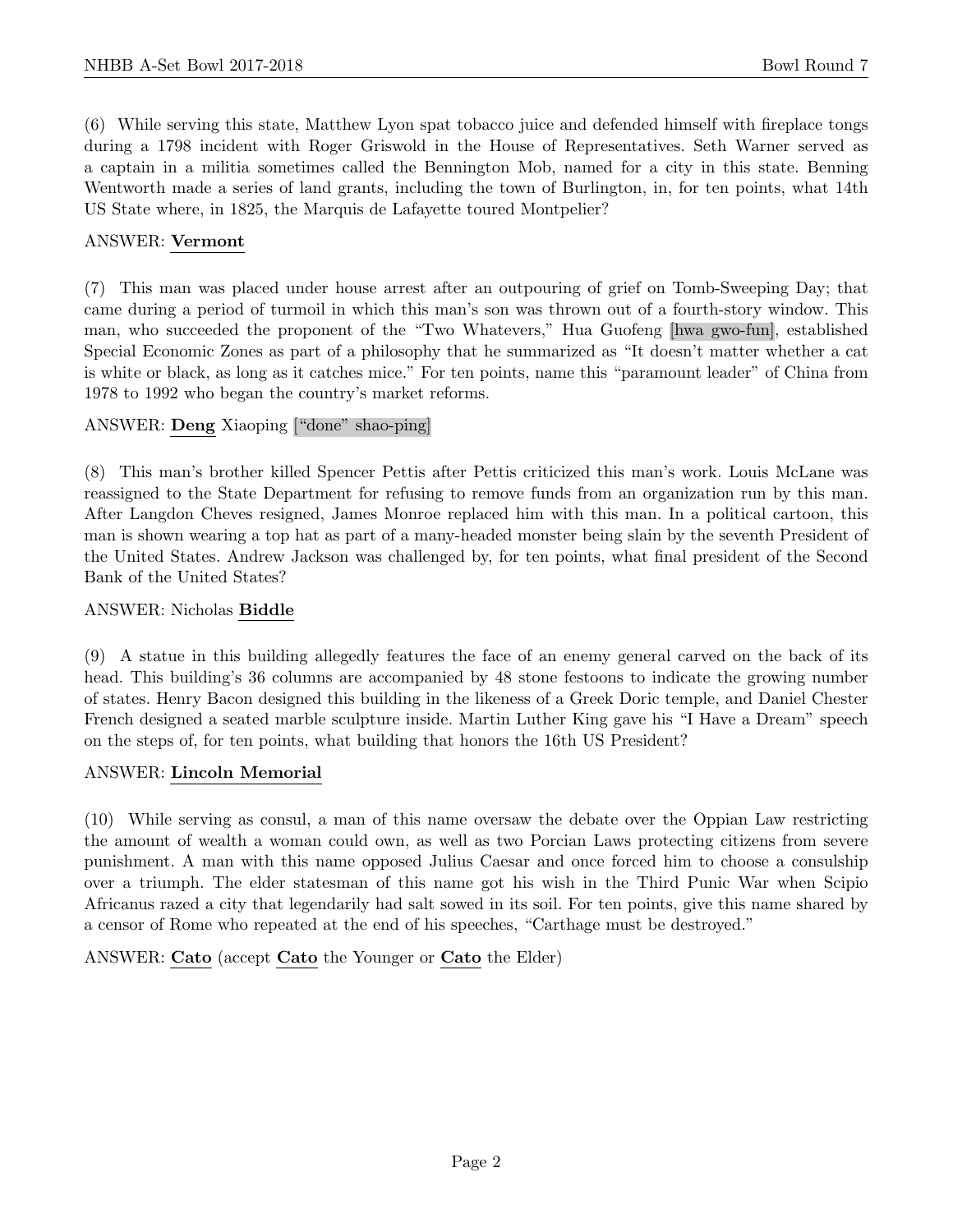(6) While serving this state, Matthew Lyon spat tobacco juice and defended himself with fireplace tongs during a 1798 incident with Roger Griswold in the House of Representatives. Seth Warner served as a captain in a militia sometimes called the Bennington Mob, named for a city in this state. Benning Wentworth made a series of land grants, including the town of Burlington, in, for ten points, what 14th US State where, in 1825, the Marquis de Lafayette toured Montpelier?

ANSWER: **Vermont**

(7) This man was placed under house arrest after an outpouring of grief on Tomb-Sweeping Day; that came during a period of turmoil in which this man's son was thrown out of a fourth-story window. This man, who succeeded the proponent of the "Two Whatevers," Hua Guofeng [hwa gwo-fun], established Special Economic Zones as part of a philosophy that he summarized as "It doesn't matter whether a cat is white or black, as long as it catches mice." For ten points, name this "paramount leader" of China from 1978 to 1992 who began the country's market reforms.

ANSWER: **Deng** Xiaoping ["done" shao-ping]

(8) This man's brother killed Spencer Pettis after Pettis criticized this man's work. Louis McLane was reassigned to the State Department for refusing to remove funds from an organization run by this man. After Langdon Cheves resigned, James Monroe replaced him with this man. In a political cartoon, this man is shown wearing a top hat as part of a many-headed monster being slain by the seventh President of the United States. Andrew Jackson was challenged by, for ten points, what final president of the Second Bank of the United States?

ANSWER: Nicholas **Biddle**

(9) A statue in this building allegedly features the face of an enemy general carved on the back of its head. This building's 36 columns are accompanied by 48 stone festoons to indicate the growing number of states. Henry Bacon designed this building in the likeness of a Greek Doric temple, and Daniel Chester French designed a seated marble sculpture inside. Martin Luther King gave his "I Have a Dream" speech on the steps of, for ten points, what building that honors the 16th US President?

ANSWER: **Lincoln Memorial**

(10) While serving as consul, a man of this name oversaw the debate over the Oppian Law restricting the amount of wealth a woman could own, as well as two Porcian Laws protecting citizens from severe punishment. A man with this name opposed Julius Caesar and once forced him to choose a consulship over a triumph. The elder statesman of this name got his wish in the Third Punic War when Scipio Africanus razed a city that legendarily had salt sowed in its soil. For ten points, give this name shared by a censor of Rome who repeated at the end of his speeches, "Carthage must be destroyed."

ANSWER: **Cato** (accept **Cato** the Younger or **Cato** the Elder)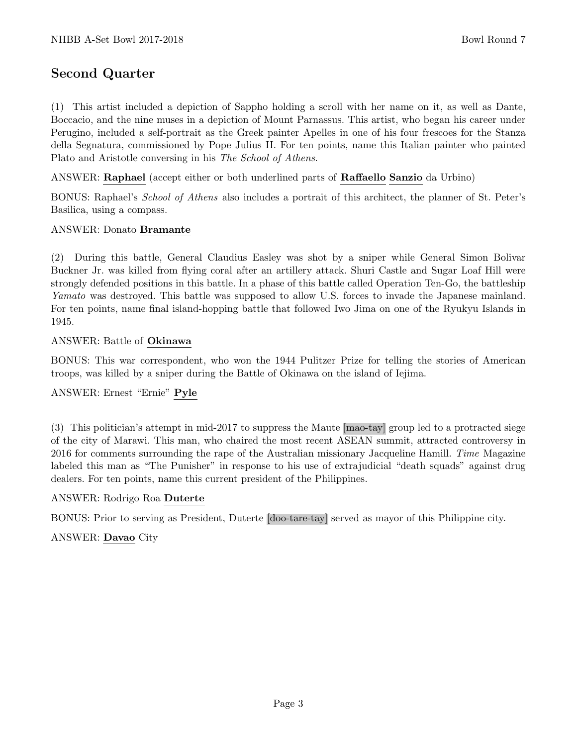## Second Quarter

(1) This artist included a depiction of Sappho holding a scroll with her name on it, as well as Dante, Boccacio, and the nine muses in a depiction of Mount Parnassus. This artist, who began his career under Perugino, included a self-portrait as the Greek painter Apelles in one of his four frescoes for the Stanza della Segnatura, commissioned by Pope Julius II. For ten points, name this Italian painter who painted Plato and Aristotle conversing in his *The School of Athens*.

ANSWER: **Raphael** (accept either or both underlined parts of **Raffaello** **Sanzio** da Urbino)

BONUS: Raphael's *School of Athens* also includes a portrait of this architect, the planner of St. Peter's Basilica, using a compass.

ANSWER: Donato **Bramante**

(2) During this battle, General Claudius Easley was shot by a sniper while General Simon Bolivar Buckner Jr. was killed from flying coral after an artillery attack. Shuri Castle and Sugar Loaf Hill were strongly defended positions in this battle. In a phase of this battle called Operation Ten-Go, the battleship *Yamato* was destroyed. This battle was supposed to allow U.S. forces to invade the Japanese mainland. For ten points, name final island-hopping battle that followed Iwo Jima on one of the Ryukyu Islands in 1945.

ANSWER: Battle of **Okinawa**

BONUS: This war correspondent, who won the 1944 Pulitzer Prize for telling the stories of American troops, was killed by a sniper during the Battle of Okinawa on the island of Iejima.

ANSWER: Ernest "Ernie" **Pyle**

(3) This politician's attempt in mid-2017 to suppress the Maute [mao-tay] group led to a protracted siege of the city of Marawi. This man, who chaired the most recent ASEAN summit, attracted controversy in 2016 for comments surrounding the rape of the Australian missionary Jacqueline Hamill. *Time* Magazine labeled this man as "The Punisher" in response to his use of extrajudicial "death squads" against drug dealers. For ten points, name this current president of the Philippines.

ANSWER: Rodrigo Roa **Duterte**

BONUS: Prior to serving as President, Duterte [doo-tare-tay] served as mayor of this Philippine city.

ANSWER: **Davao** City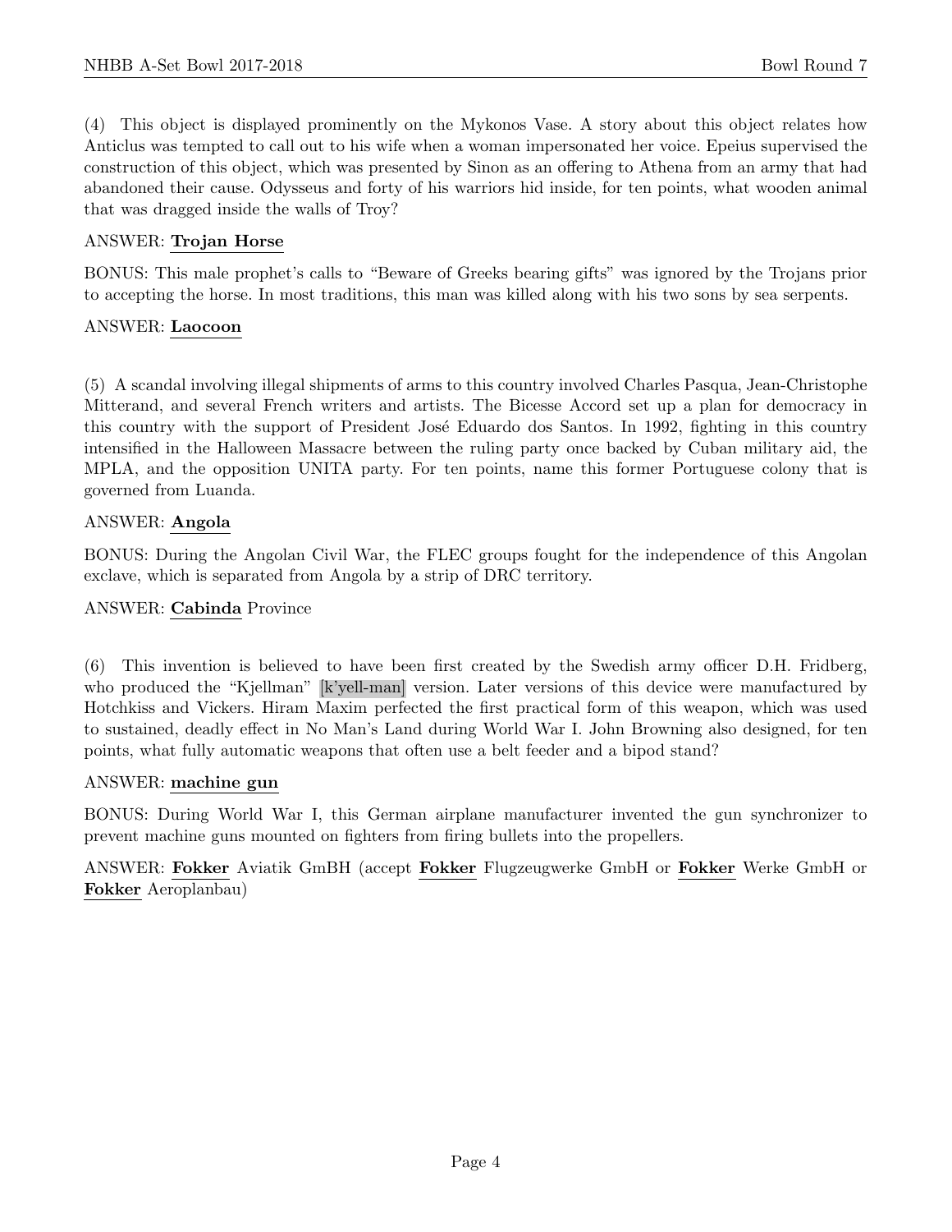(4) This object is displayed prominently on the Mykonos Vase. A story about this object relates how Anticlus was tempted to call out to his wife when a woman impersonated her voice. Epeius supervised the construction of this object, which was presented by Sinon as an offering to Athena from an army that had abandoned their cause. Odysseus and forty of his warriors hid inside, for ten points, what wooden animal that was dragged inside the walls of Troy?

ANSWER: **Trojan Horse**

BONUS: This male prophet's calls to "Beware of Greeks bearing gifts" was ignored by the Trojans prior to accepting the horse. In most traditions, this man was killed along with his two sons by sea serpents.

ANSWER: **Laocoon**

(5) A scandal involving illegal shipments of arms to this country involved Charles Pasqua, Jean-Christophe Mitterand, and several French writers and artists. The Bicesse Accord set up a plan for democracy in this country with the support of President José Eduardo dos Santos. In 1992, fighting in this country intensified in the Halloween Massacre between the ruling party once backed by Cuban military aid, the MPLA, and the opposition UNITA party. For ten points, name this former Portuguese colony that is governed from Luanda.

ANSWER: **Angola**

BONUS: During the Angolan Civil War, the FLEC groups fought for the independence of this Angolan exclave, which is separated from Angola by a strip of DRC territory.

ANSWER: **Cabinda** Province

(6) This invention is believed to have been first created by the Swedish army officer D.H. Fridberg, who produced the "Kjellman" [k'yell-man] version. Later versions of this device were manufactured by Hotchkiss and Vickers. Hiram Maxim perfected the first practical form of this weapon, which was used to sustained, deadly effect in No Man's Land during World War I. John Browning also designed, for ten points, what fully automatic weapons that often use a belt feeder and a bipod stand?

ANSWER: **machine gun**

BONUS: During World War I, this German airplane manufacturer invented the gun synchronizer to prevent machine guns mounted on fighters from firing bullets into the propellers.

ANSWER: **Fokker** Aviatik GmBH (accept **Fokker** Flugzeugwerke GmbH or **Fokker** Werke GmbH or **Fokker** Aeroplanbau)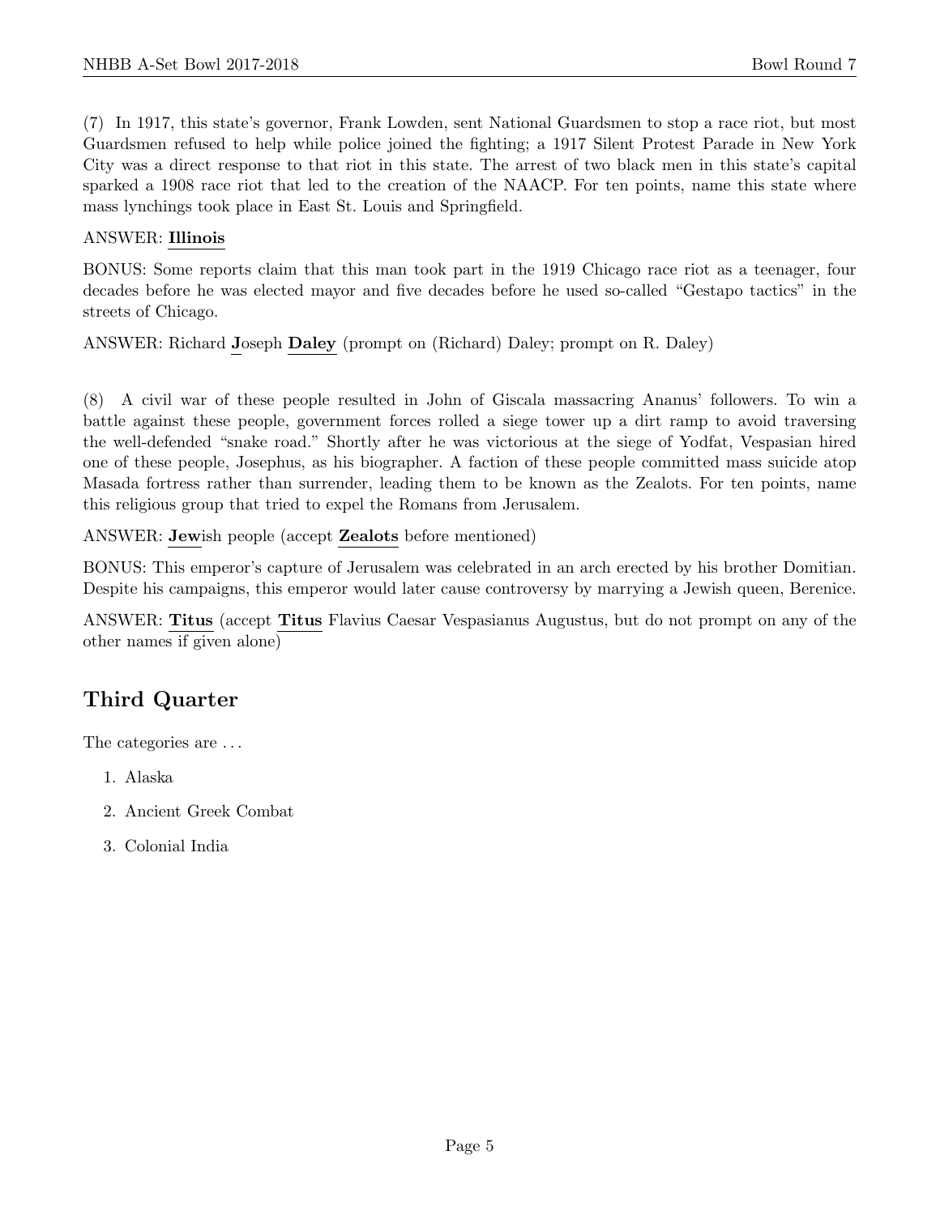(7) In 1917, this state's governor, Frank Lowden, sent National Guardsmen to stop a race riot, but most Guardsmen refused to help while police joined the fighting; a 1917 Silent Protest Parade in New York City was a direct response to that riot in this state. The arrest of two black men in this state's capital sparked a 1908 race riot that led to the creation of the NAACP. For ten points, name this state where mass lynchings took place in East St. Louis and Springfield.

ANSWER: **Illinois**

BONUS: Some reports claim that this man took part in the 1919 Chicago race riot as a teenager, four decades before he was elected mayor and five decades before he used so-called "Gestapo tactics" in the streets of Chicago.

ANSWER: Richard **J**oseph **Daley** (prompt on (Richard) Daley; prompt on R. Daley)

(8) A civil war of these people resulted in John of Giscala massacring Ananus' followers. To win a battle against these people, government forces rolled a siege tower up a dirt ramp to avoid traversing the well-defended "snake road." Shortly after he was victorious at the siege of Yodfat, Vespasian hired one of these people, Josephus, as his biographer. A faction of these people committed mass suicide atop Masada fortress rather than surrender, leading them to be known as the Zealots. For ten points, name this religious group that tried to expel the Romans from Jerusalem.

ANSWER: **Jew**ish people (accept **Zealots** before mentioned)

BONUS: This emperor's capture of Jerusalem was celebrated in an arch erected by his brother Domitian. Despite his campaigns, this emperor would later cause controversy by marrying a Jewish queen, Berenice.

ANSWER: **Titus** (accept **Titus** Flavius Caesar Vespasianus Augustus, but do not prompt on any of the other names if given alone)

## Third Quarter

The categories are ...

1. Alaska
2. Ancient Greek Combat
3. Colonial India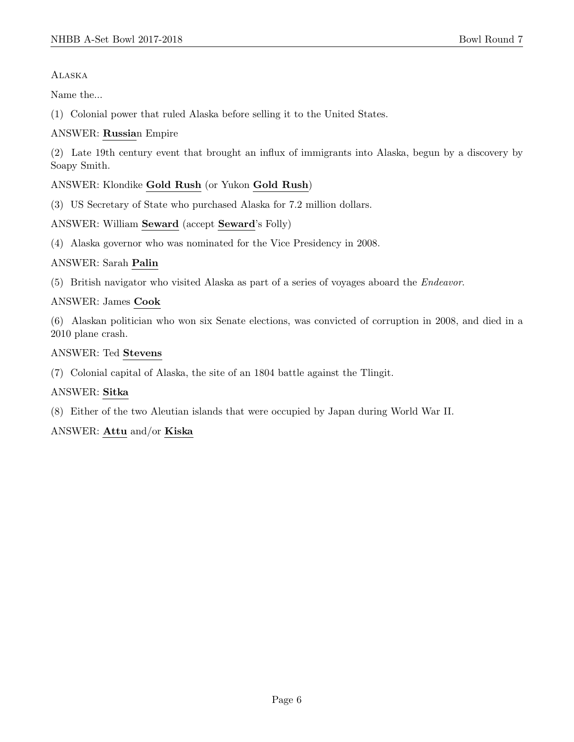Alaska

Name the...

(1) Colonial power that ruled Alaska before selling it to the United States.

ANSWER: **Russia**n Empire

(2) Late 19th century event that brought an influx of immigrants into Alaska, begun by a discovery by Soapy Smith.

ANSWER: Klondike **Gold Rush** (or Yukon **Gold Rush**)

(3) US Secretary of State who purchased Alaska for 7.2 million dollars.

ANSWER: William **Seward** (accept **Seward**'s Folly)

(4) Alaska governor who was nominated for the Vice Presidency in 2008.

ANSWER: Sarah **Palin**

(5) British navigator who visited Alaska as part of a series of voyages aboard the *Endeavor*.

ANSWER: James **Cook**

(6) Alaskan politician who won six Senate elections, was convicted of corruption in 2008, and died in a 2010 plane crash.

ANSWER: Ted **Stevens**

(7) Colonial capital of Alaska, the site of an 1804 battle against the Tlingit.

ANSWER: **Sitka**

(8) Either of the two Aleutian islands that were occupied by Japan during World War II.

ANSWER: **Attu** and/or **Kiska**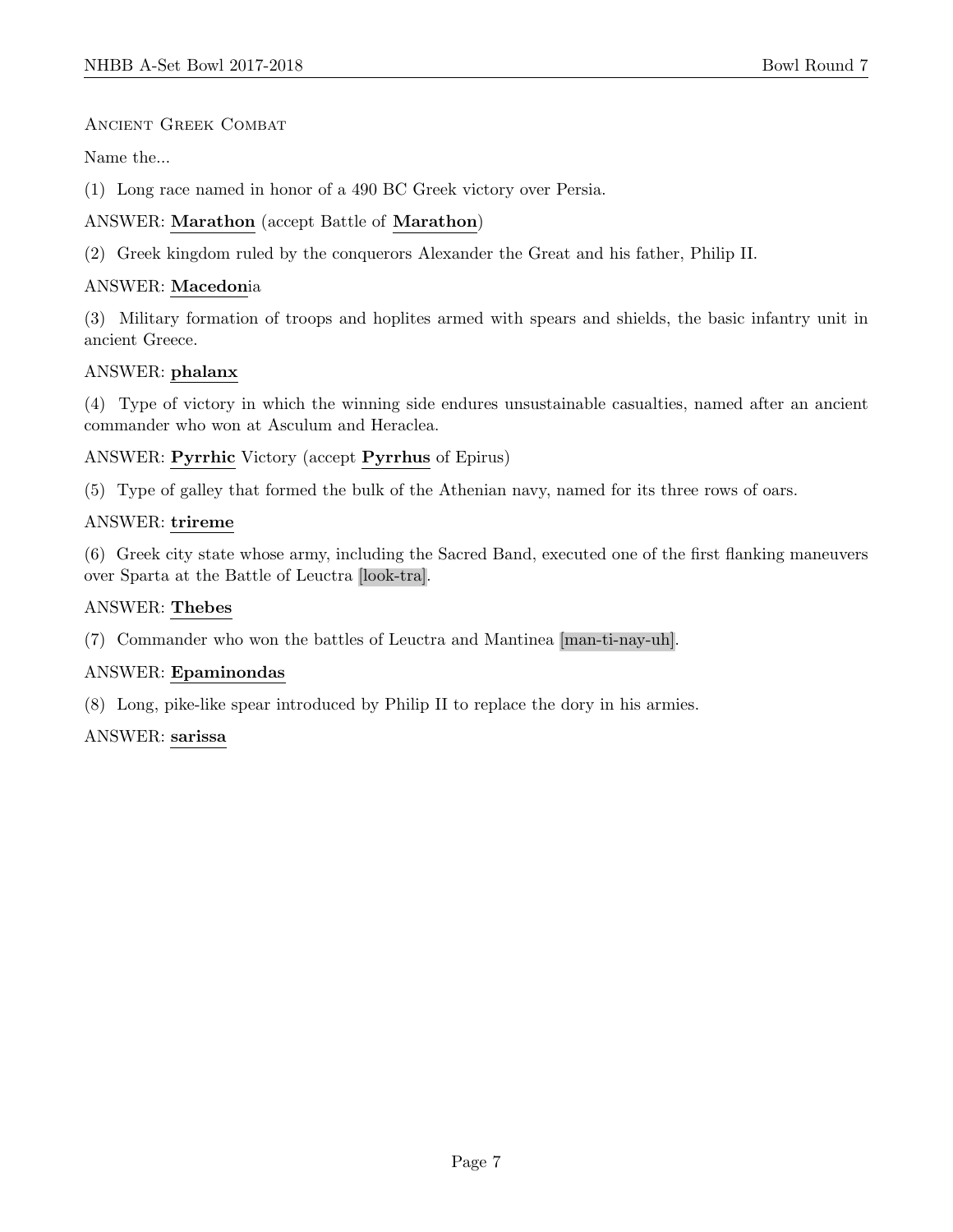## Ancient Greek Combat

Name the...

(1) Long race named in honor of a 490 BC Greek victory over Persia.

ANSWER: **Marathon** (accept Battle of **Marathon**)

(2) Greek kingdom ruled by the conquerors Alexander the Great and his father, Philip II.

ANSWER: **Macedon**ia

(3) Military formation of troops and hoplites armed with spears and shields, the basic infantry unit in ancient Greece.

ANSWER: **phalanx**

(4) Type of victory in which the winning side endures unsustainable casualties, named after an ancient commander who won at Asculum and Heraclea.

ANSWER: **Pyrrhic** Victory (accept **Pyrrhus** of Epirus)

(5) Type of galley that formed the bulk of the Athenian navy, named for its three rows of oars.

ANSWER: **trireme**

(6) Greek city state whose army, including the Sacred Band, executed one of the first flanking maneuvers over Sparta at the Battle of Leuctra [look-tra].

ANSWER: **Thebes**

(7) Commander who won the battles of Leuctra and Mantinea [man-ti-nay-uh].

ANSWER: **Epaminondas**

(8) Long, pike-like spear introduced by Philip II to replace the dory in his armies.

ANSWER: **sarissa**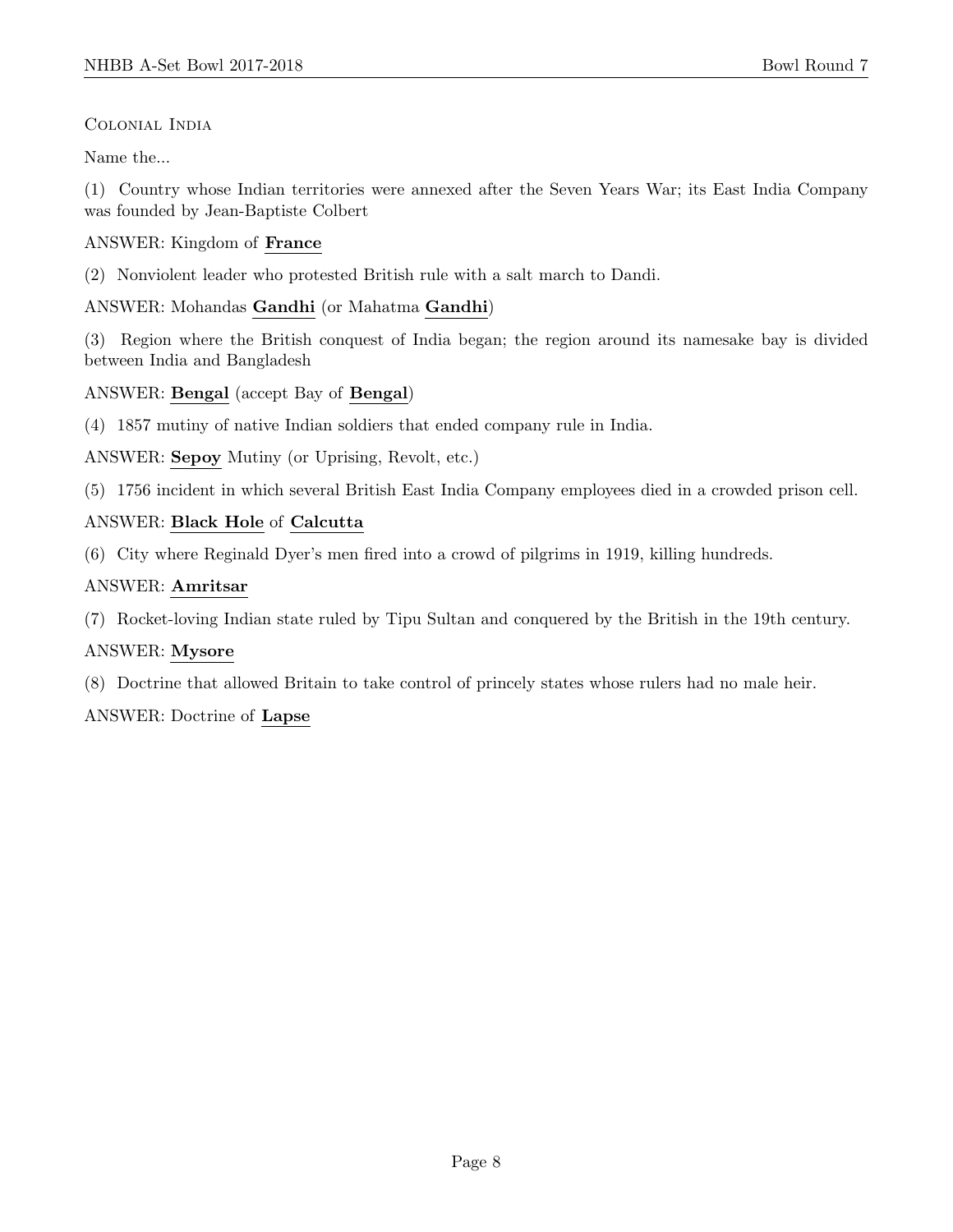Colonial India

Name the...

(1) Country whose Indian territories were annexed after the Seven Years War; its East India Company was founded by Jean-Baptiste Colbert

ANSWER: Kingdom of **France**

(2) Nonviolent leader who protested British rule with a salt march to Dandi.

ANSWER: Mohandas **Gandhi** (or Mahatma **Gandhi**)

(3) Region where the British conquest of India began; the region around its namesake bay is divided between India and Bangladesh

ANSWER: **Bengal** (accept Bay of **Bengal**)

(4) 1857 mutiny of native Indian soldiers that ended company rule in India.

ANSWER: **Sepoy** Mutiny (or Uprising, Revolt, etc.)

(5) 1756 incident in which several British East India Company employees died in a crowded prison cell.

ANSWER: **Black Hole** of **Calcutta**

(6) City where Reginald Dyer's men fired into a crowd of pilgrims in 1919, killing hundreds.

ANSWER: **Amritsar**

(7) Rocket-loving Indian state ruled by Tipu Sultan and conquered by the British in the 19th century.

ANSWER: **Mysore**

(8) Doctrine that allowed Britain to take control of princely states whose rulers had no male heir.

ANSWER: Doctrine of **Lapse**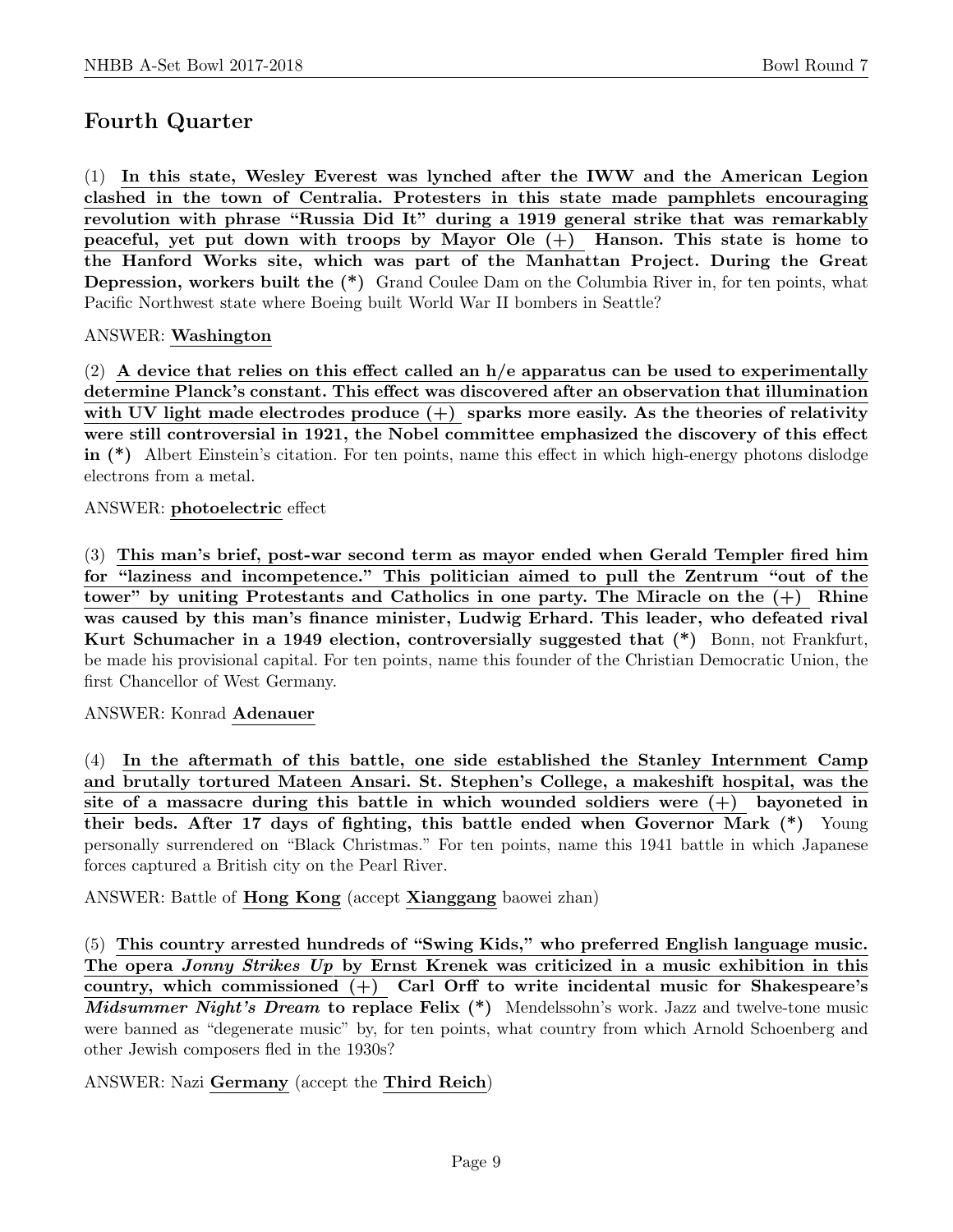## Fourth Quarter

(1) **In this state, Wesley Everest was lynched after the IWW and the American Legion clashed in the town of Centralia. Protesters in this state made pamphlets encouraging revolution with phrase "Russia Did It" during a 1919 general strike that was remarkably peaceful, yet put down with troops by Mayor Ole (+) Hanson. This state is home to the Hanford Works site, which was part of the Manhattan Project. During the Great Depression, workers built the (*)** Grand Coulee Dam on the Columbia River in, for ten points, what Pacific Northwest state where Boeing built World War II bombers in Seattle?

ANSWER: **Washington**

(2) **A device that relies on this effect called an h/e apparatus can be used to experimentally determine Planck's constant. This effect was discovered after an observation that illumination with UV light made electrodes produce (+) sparks more easily. As the theories of relativity were still controversial in 1921, the Nobel committee emphasized the discovery of this effect in (*)** Albert Einstein's citation. For ten points, name this effect in which high-energy photons dislodge electrons from a metal.

ANSWER: **photoelectric** effect

(3) **This man's brief, post-war second term as mayor ended when Gerald Templer fired him for "laziness and incompetence." This politician aimed to pull the Zentrum "out of the tower" by uniting Protestants and Catholics in one party. The Miracle on the (+) Rhine was caused by this man's finance minister, Ludwig Erhard. This leader, who defeated rival Kurt Schumacher in a 1949 election, controversially suggested that (*)** Bonn, not Frankfurt, be made his provisional capital. For ten points, name this founder of the Christian Democratic Union, the first Chancellor of West Germany.

ANSWER: Konrad **Adenauer**

(4) **In the aftermath of this battle, one side established the Stanley Internment Camp and brutally tortured Mateen Ansari. St. Stephen's College, a makeshift hospital, was the site of a massacre during this battle in which wounded soldiers were (+) bayoneted in their beds. After 17 days of fighting, this battle ended when Governor Mark (*)** Young personally surrendered on "Black Christmas." For ten points, name this 1941 battle in which Japanese forces captured a British city on the Pearl River.

ANSWER: Battle of **Hong Kong** (accept **Xianggang** baowei zhan)

(5) **This country arrested hundreds of "Swing Kids," who preferred English language music. The opera *Jonny Strikes Up* by Ernst Krenek was criticized in a music exhibition in this country, which commissioned (+) Carl Orff to write incidental music for Shakespeare's *Midsummer Night's Dream* to replace Felix (*)** Mendelssohn's work. Jazz and twelve-tone music were banned as "degenerate music" by, for ten points, what country from which Arnold Schoenberg and other Jewish composers fled in the 1930s?

ANSWER: Nazi **Germany** (accept the **Third Reich**)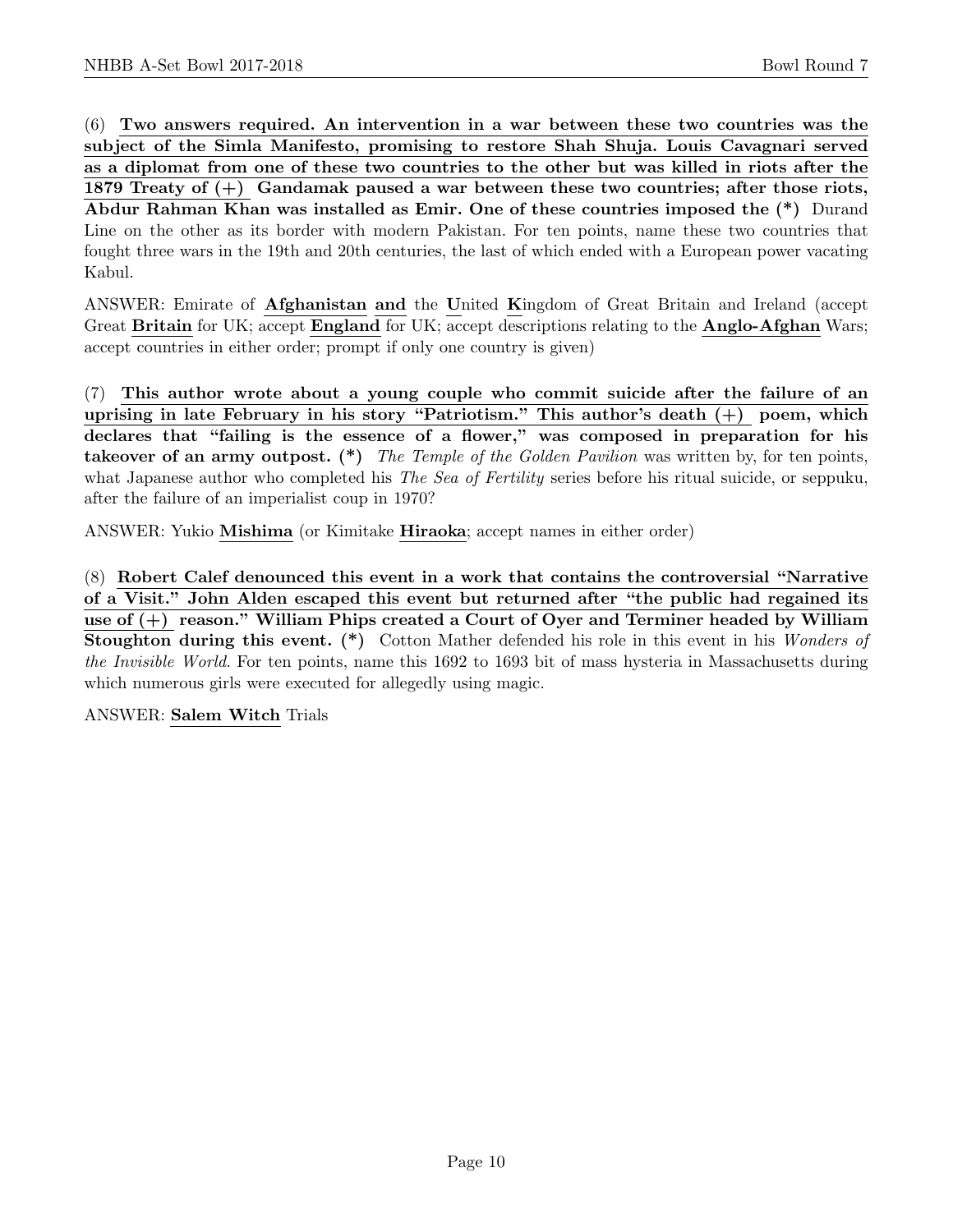(6) **Two answers required. An intervention in a war between these two countries was the subject of the Simla Manifesto, promising to restore Shah Shuja. Louis Cavagnari served as a diplomat from one of these two countries to the other but was killed in riots after the 1879 Treaty of (+) Gandamak paused a war between these two countries; after those riots, Abdur Rahman Khan was installed as Emir. One of these countries imposed the (*)** Durand Line on the other as its border with modern Pakistan. For ten points, name these two countries that fought three wars in the 19th and 20th centuries, the last of which ended with a European power vacating Kabul.

ANSWER: Emirate of **Afghanistan and** the **U**nited **K**ingdom of Great Britain and Ireland (accept Great **Britain** for UK; accept **England** for UK; accept descriptions relating to the **Anglo-Afghan** Wars; accept countries in either order; prompt if only one country is given)

(7) **This author wrote about a young couple who commit suicide after the failure of an uprising in late February in his story "Patriotism." This author's death (+) poem, which declares that "failing is the essence of a flower," was composed in preparation for his takeover of an army outpost. (*)** *The Temple of the Golden Pavilion* was written by, for ten points, what Japanese author who completed his *The Sea of Fertility* series before his ritual suicide, or seppuku, after the failure of an imperialist coup in 1970?

ANSWER: Yukio **Mishima** (or Kimitake **Hiraoka**; accept names in either order)

(8) **Robert Calef denounced this event in a work that contains the controversial "Narrative of a Visit." John Alden escaped this event but returned after "the public had regained its use of (+) reason." William Phips created a Court of Oyer and Terminer headed by William Stoughton during this event. (*)** Cotton Mather defended his role in this event in his *Wonders of the Invisible World*. For ten points, name this 1692 to 1693 bit of mass hysteria in Massachusetts during which numerous girls were executed for allegedly using magic.

ANSWER: **Salem Witch** Trials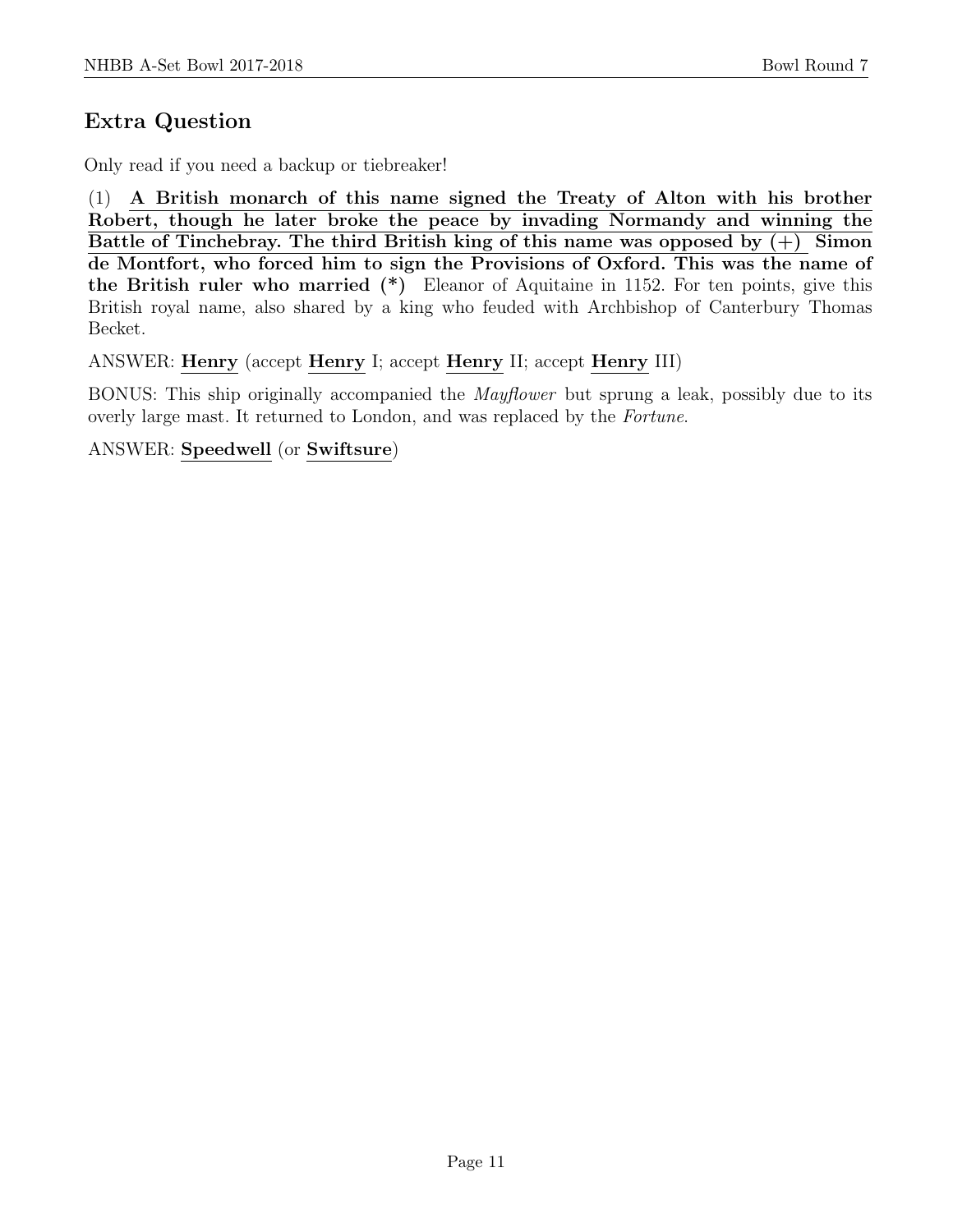## Extra Question

Only read if you need a backup or tiebreaker!

(1) **A British monarch of this name signed the Treaty of Alton with his brother Robert, though he later broke the peace by invading Normandy and winning the Battle of Tinchebray. The third British king of this name was opposed by (+) Simon de Montfort, who forced him to sign the Provisions of Oxford. This was the name of the British ruler who married (*)** Eleanor of Aquitaine in 1152. For ten points, give this British royal name, also shared by a king who feuded with Archbishop of Canterbury Thomas Becket.

ANSWER: **Henry** (accept **Henry** I; accept **Henry** II; accept **Henry** III)

BONUS: This ship originally accompanied the *Mayflower* but sprung a leak, possibly due to its overly large mast. It returned to London, and was replaced by the *Fortune*.

ANSWER: **Speedwell** (or **Swiftsure**)